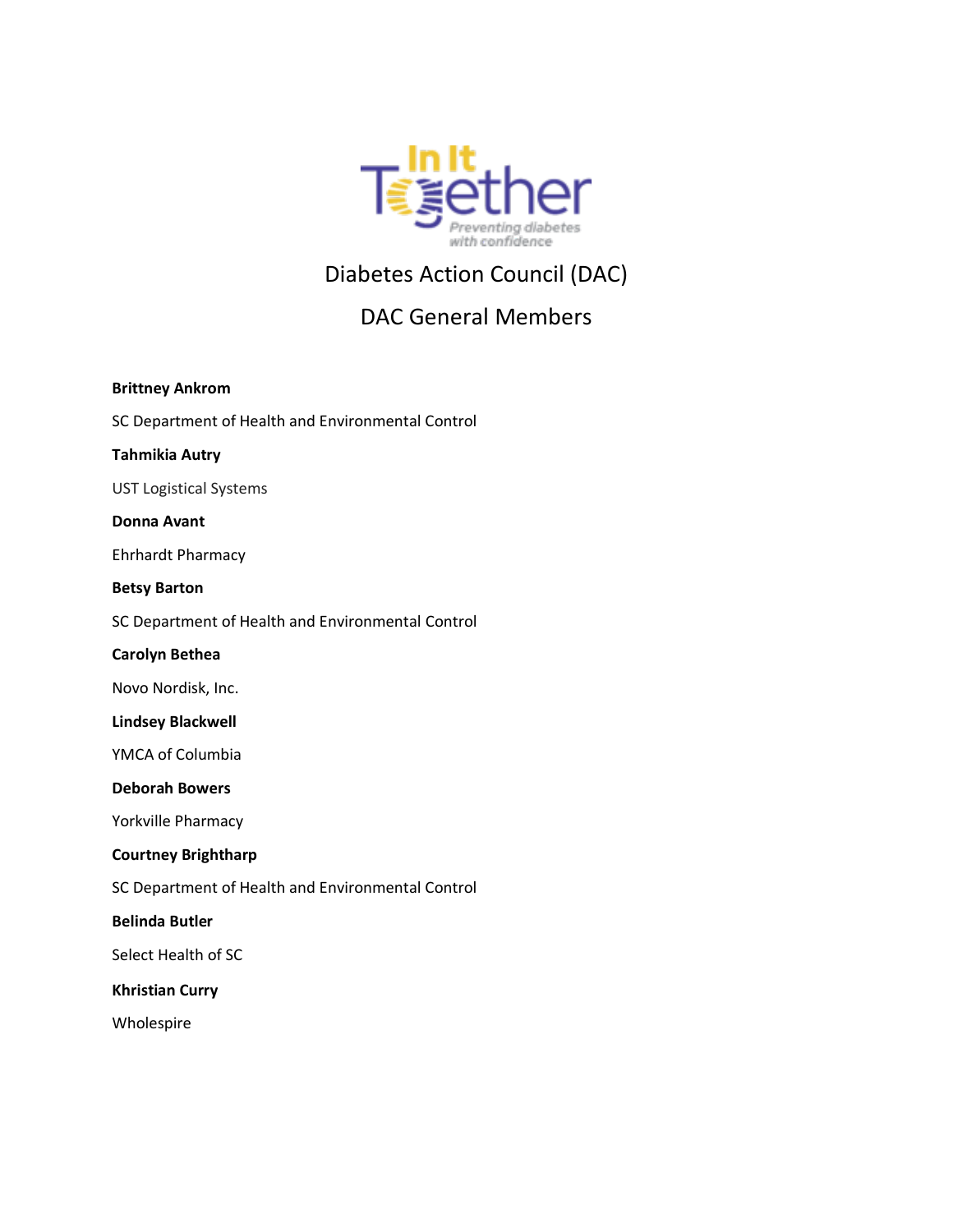# Diabetes Action Council (DAC)

## DAC General Members

**Brittney Ankrom**

SC Department of Health and Environmental Control

**Tahmikia Autry**

UST Logistical Systems

**Donna Avant**

Ehrhardt Pharmacy

**Betsy Barton**

SC Department of Health and Environmental Control

**Carolyn Bethea**

Novo Nordisk, Inc.

**Lindsey Blackwell**

YMCA of Columbia

**Deborah Bowers**

Yorkville Pharmacy

**Courtney Brightharp**

SC Department of Health and Environmental Control

**Belinda Butler**

Select Health of SC

**Khristian Curry**

Wholespire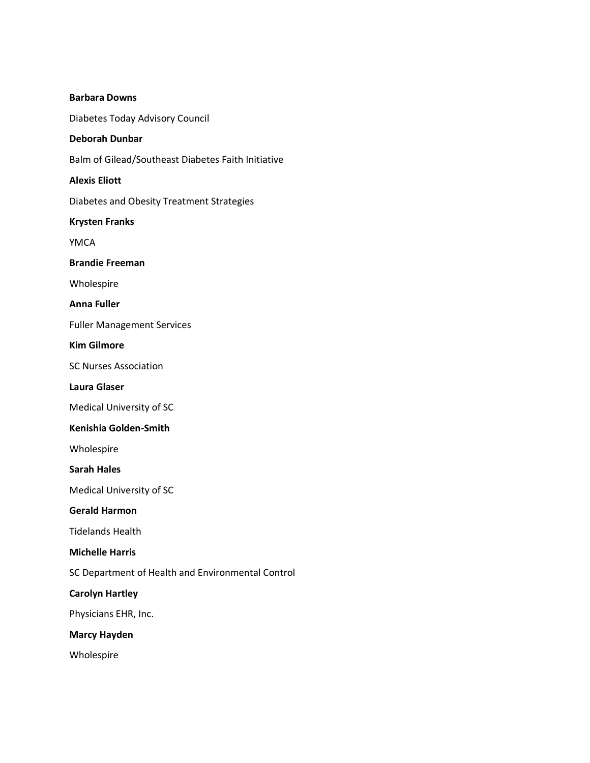**Barbara Downs**

Diabetes Today Advisory Council

**Deborah Dunbar**

Balm of Gilead/Southeast Diabetes Faith Initiative

**Alexis Eliott**

Diabetes and Obesity Treatment Strategies

**Krysten Franks**

YMCA

**Brandie Freeman**

Wholespire

**Anna Fuller**

Fuller Management Services

**Kim Gilmore**

SC Nurses Association

**Laura Glaser**

Medical University of SC

**Kenishia Golden-Smith**

Wholespire

**Sarah Hales**

Medical University of SC

**Gerald Harmon**

Tidelands Health

**Michelle Harris**

SC Department of Health and Environmental Control

**Carolyn Hartley**

Physicians EHR, Inc.

**Marcy Hayden**

Wholespire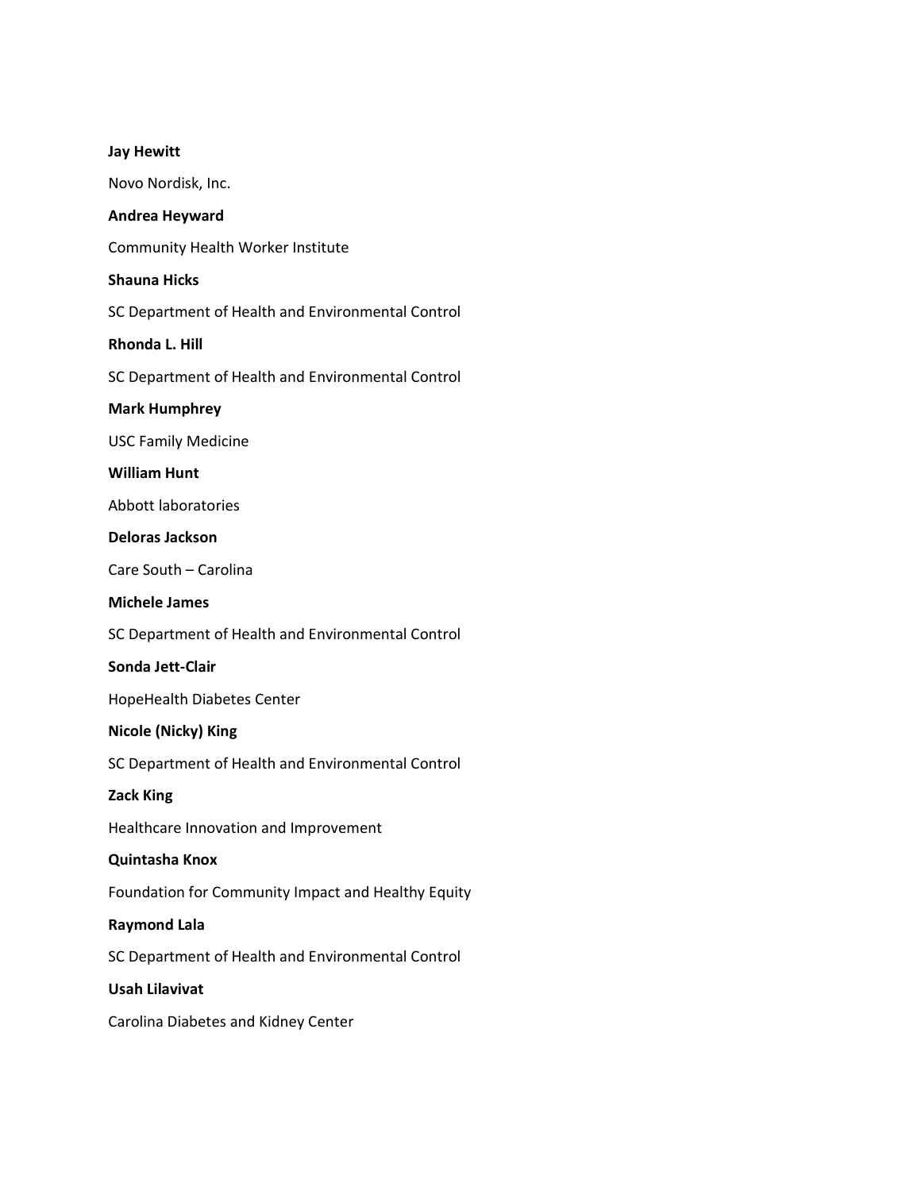**Jay Hewitt**

Novo Nordisk, Inc.

**Andrea Heyward**

Community Health Worker Institute

**Shauna Hicks**

SC Department of Health and Environmental Control

**Rhonda L. Hill**

SC Department of Health and Environmental Control

**Mark Humphrey**

USC Family Medicine

**William Hunt**

Abbott laboratories

**Deloras Jackson**

Care South – Carolina

**Michele James**

SC Department of Health and Environmental Control

**Sonda Jett-Clair**

HopeHealth Diabetes Center

**Nicole (Nicky) King**

SC Department of Health and Environmental Control

**Zack King**

Healthcare Innovation and Improvement

**Quintasha Knox**

Foundation for Community Impact and Healthy Equity

**Raymond Lala**

SC Department of Health and Environmental Control

**Usah Lilavivat**

Carolina Diabetes and Kidney Center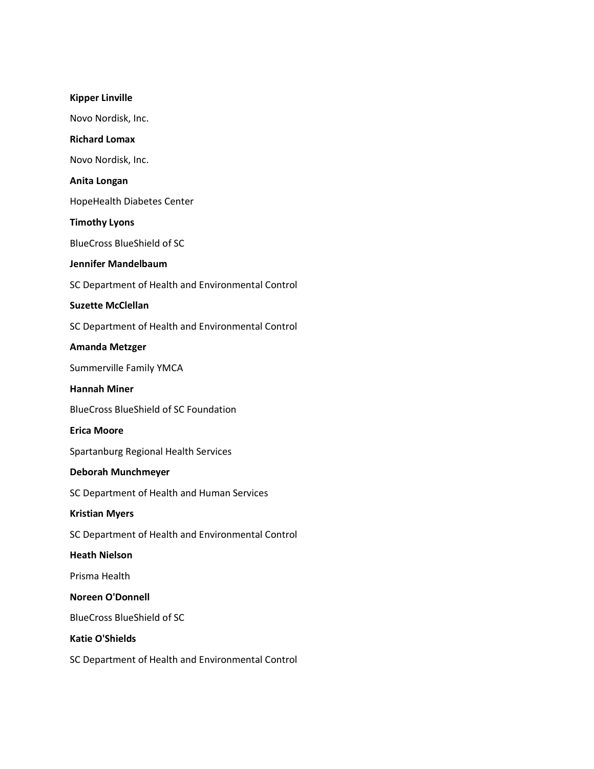**Kipper Linville**

Novo Nordisk, Inc.

**Richard Lomax**

Novo Nordisk, Inc.

**Anita Longan**

HopeHealth Diabetes Center

**Timothy Lyons**

BlueCross BlueShield of SC

**Jennifer Mandelbaum**

SC Department of Health and Environmental Control

**Suzette McClellan**

SC Department of Health and Environmental Control

**Amanda Metzger**

Summerville Family YMCA

**Hannah Miner**

BlueCross BlueShield of SC Foundation

**Erica Moore**

Spartanburg Regional Health Services

**Deborah Munchmeyer**

SC Department of Health and Human Services

**Kristian Myers**

SC Department of Health and Environmental Control

**Heath Nielson**

Prisma Health

**Noreen O'Donnell**

BlueCross BlueShield of SC

**Katie O'Shields**

SC Department of Health and Environmental Control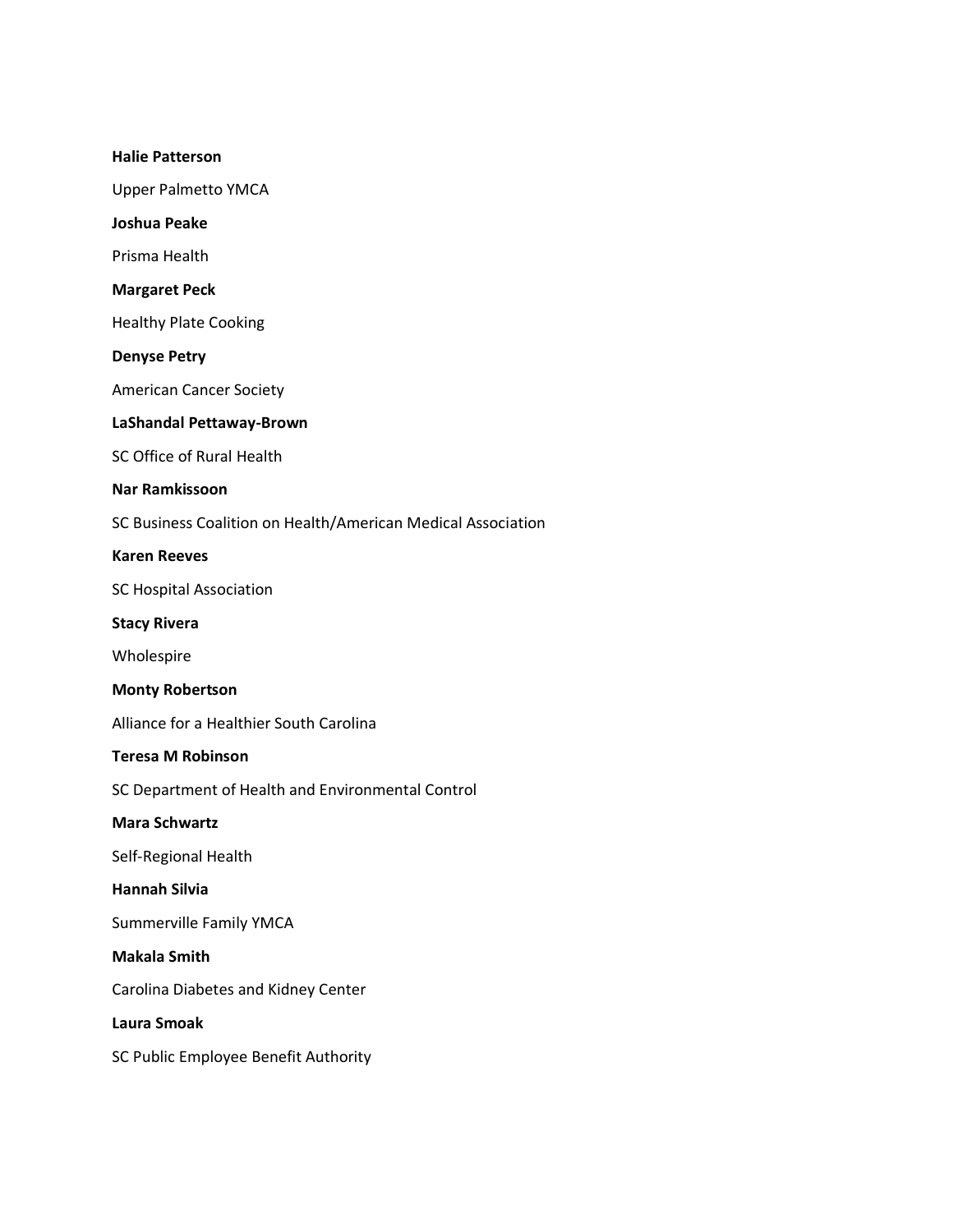**Halie Patterson**

Upper Palmetto YMCA

**Joshua Peake**

Prisma Health

**Margaret Peck**

Healthy Plate Cooking

**Denyse Petry**

American Cancer Society

**LaShandal Pettaway-Brown**

SC Office of Rural Health

**Nar Ramkissoon**

SC Business Coalition on Health/American Medical Association

**Karen Reeves**

SC Hospital Association

**Stacy Rivera**

Wholespire

**Monty Robertson**

Alliance for a Healthier South Carolina

**Teresa M Robinson**

SC Department of Health and Environmental Control

**Mara Schwartz**

Self-Regional Health

**Hannah Silvia**

Summerville Family YMCA

**Makala Smith**

Carolina Diabetes and Kidney Center

**Laura Smoak**

SC Public Employee Benefit Authority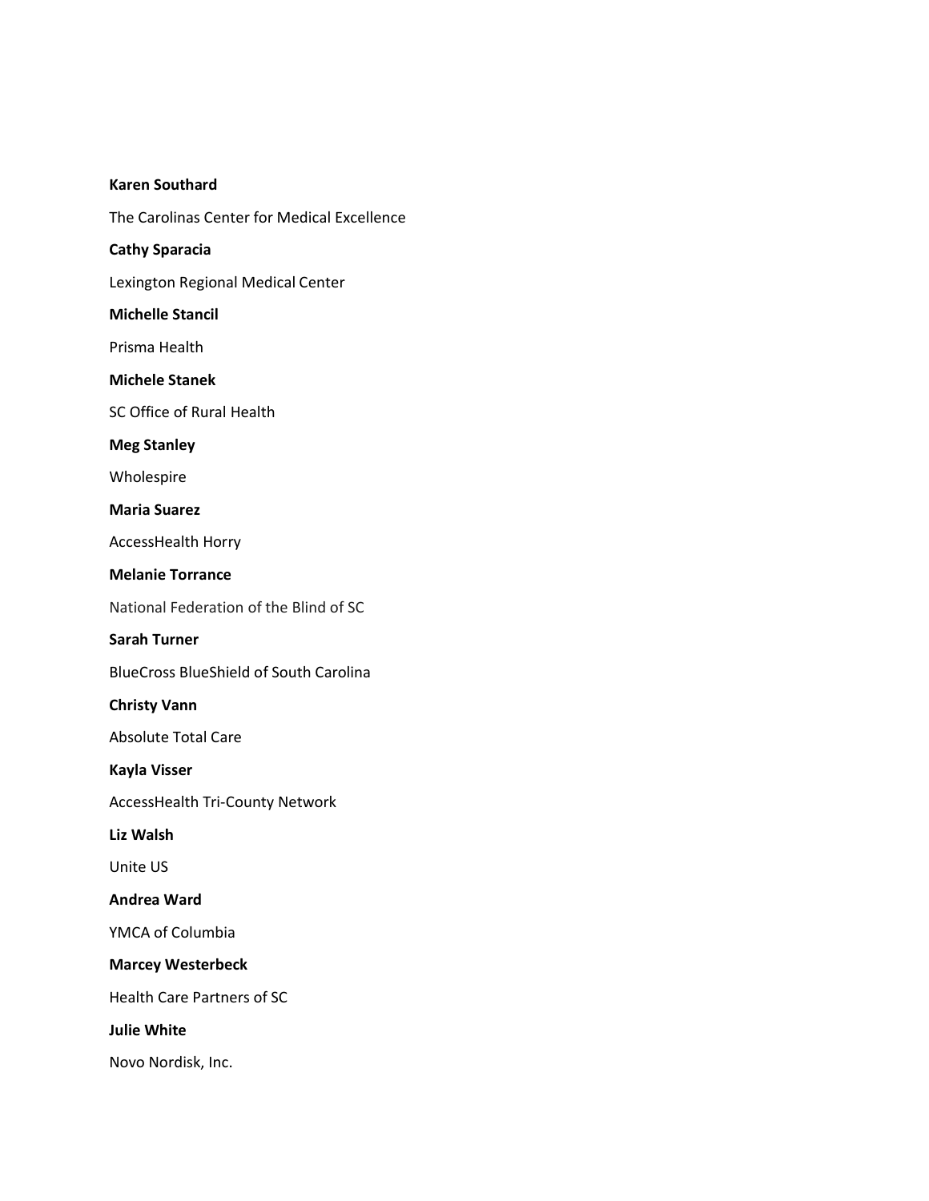**Karen Southard**

The Carolinas Center for Medical Excellence

**Cathy Sparacia**

Lexington Regional Medical Center

**Michelle Stancil**

Prisma Health

**Michele Stanek**

SC Office of Rural Health

**Meg Stanley**

Wholespire

**Maria Suarez**

AccessHealth Horry

**Melanie Torrance**

National Federation of the Blind of SC

**Sarah Turner**

BlueCross BlueShield of South Carolina

**Christy Vann**

Absolute Total Care

**Kayla Visser**

AccessHealth Tri-County Network

**Liz Walsh**

Unite US

**Andrea Ward**

YMCA of Columbia

**Marcey Westerbeck**

Health Care Partners of SC

**Julie White**

Novo Nordisk, Inc.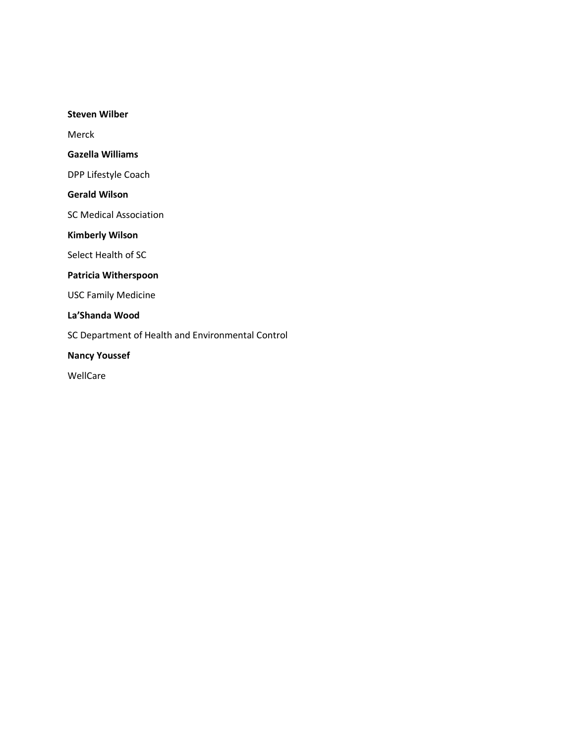**Steven Wilber**

Merck

**Gazella Williams**

DPP Lifestyle Coach

**Gerald Wilson**

SC Medical Association

**Kimberly Wilson**

Select Health of SC

**Patricia Witherspoon**

USC Family Medicine

**La'Shanda Wood**

SC Department of Health and Environmental Control

**Nancy Youssef**

WellCare